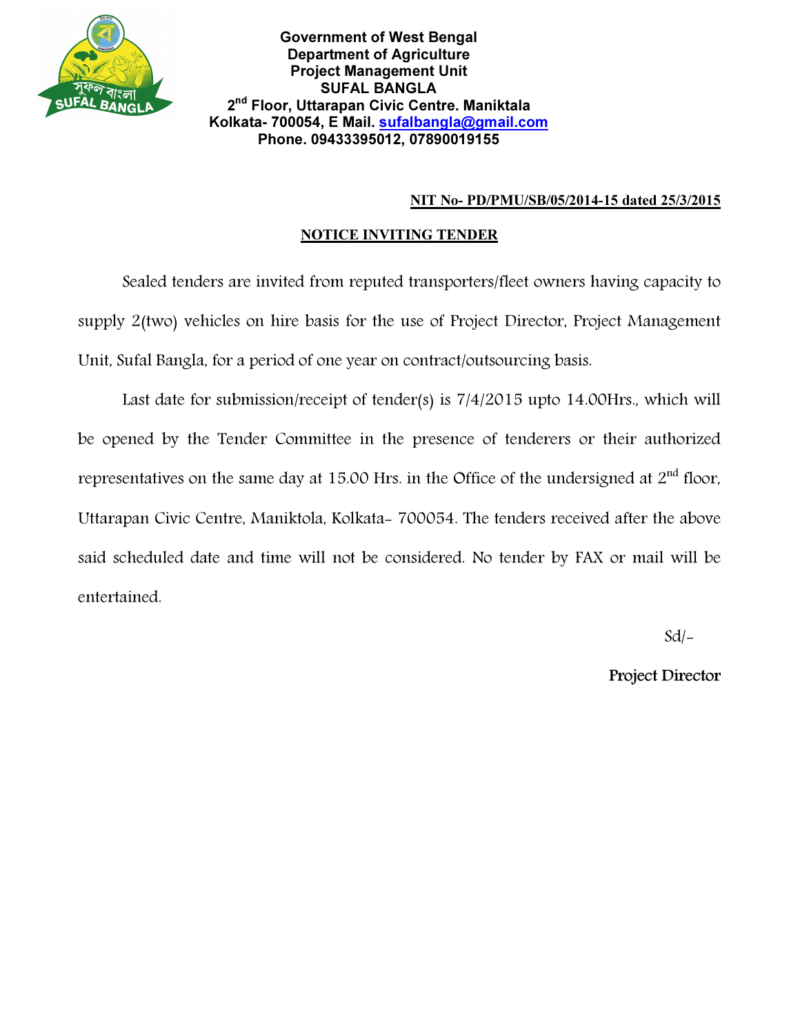**Government of West Bengal**
**Department of Agriculture**
**Project Management Unit**
**SUFAL BANGLA**
**2nd Floor, Uttarapan Civic Centre. Maniktala**
**Kolkata- 700054, E Mail. sufalbangla@gmail.com**
**Phone. 09433395012, 07890019155**

**NIT No- PD/PMU/SB/05/2014-15 dated 25/3/2015**

## NOTICE INVITING TENDER

Sealed tenders are invited from reputed transporters/fleet owners having capacity to supply 2(two) vehicles on hire basis for the use of Project Director, Project Management Unit, Sufal Bangla, for a period of one year on contract/outsourcing basis.

Last date for submission/receipt of tender(s) is 7/4/2015 upto 14.00Hrs., which will be opened by the Tender Committee in the presence of tenderers or their authorized representatives on the same day at 15.00 Hrs. in the Office of the undersigned at 2nd floor, Uttarapan Civic Centre, Maniktola, Kolkata- 700054. The tenders received after the above said scheduled date and time will not be considered. No tender by FAX or mail will be entertained.

Sd/-

Project Director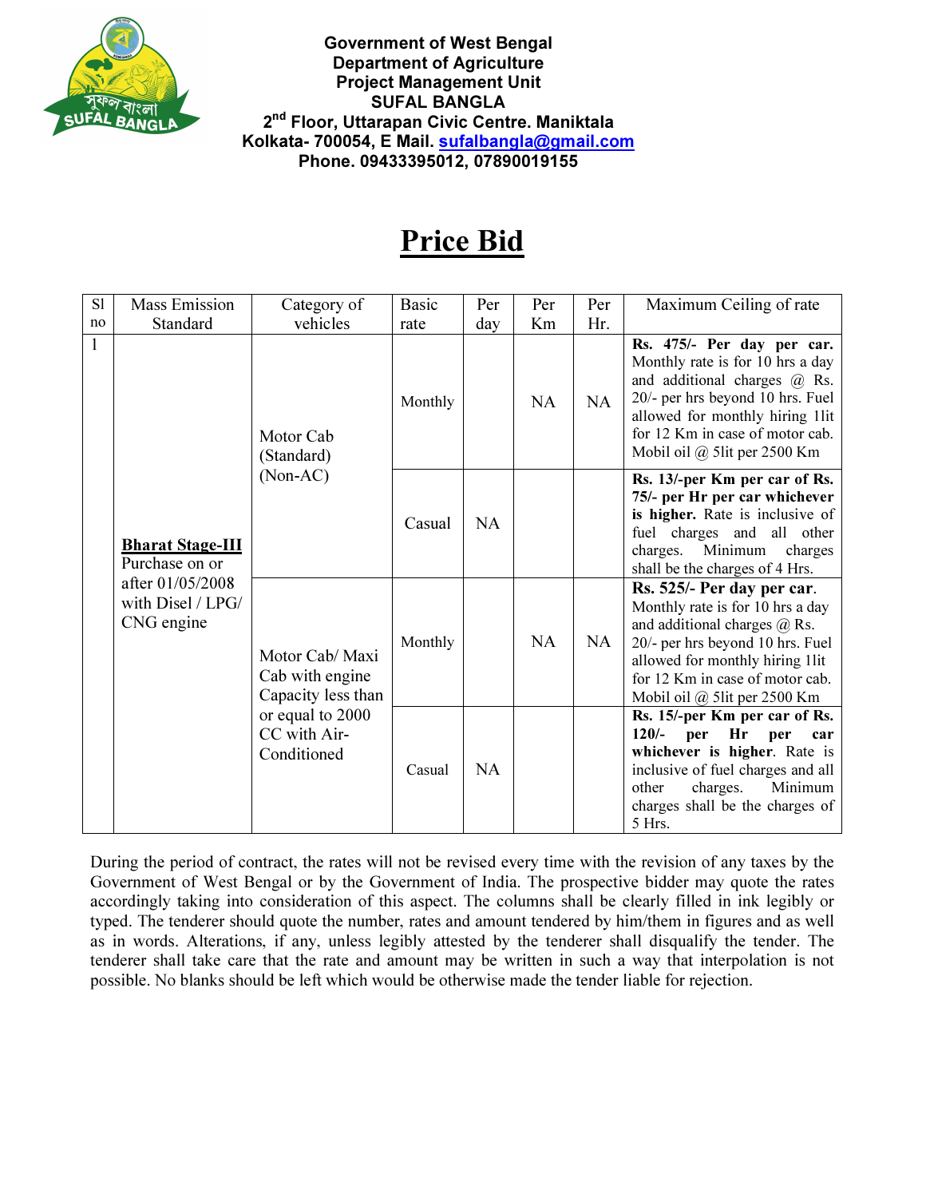Government of West Bengal
Department of Agriculture
Project Management Unit
SUFAL BANGLA
2nd Floor, Uttarapan Civic Centre. Maniktala
Kolkata- 700054, E Mail. sufalbangla@gmail.com
Phone. 09433395012, 07890019155

# Price Bid

| Sl no | Mass Emission Standard | Category of vehicles | Basic rate | Per day | Per Km | Per Hr. | Maximum Ceiling of rate |
|---|---|---|---|---|---|---|---|
| 1 | **Bharat Stage-III** Purchase on or after 01/05/2008 with Disel / LPG/ CNG engine | Motor Cab (Standard) (Non-AC) | Monthly | | NA | NA | **Rs. 475/- Per day per car.** Monthly rate is for 10 hrs a day and additional charges @ Rs. 20/- per hrs beyond 10 hrs. Fuel allowed for monthly hiring 1lit for 12 Km in case of motor cab. Mobil oil @ 5lit per 2500 Km |
| | | | Casual | NA | | | **Rs. 13/-per Km per car of Rs. 75/- per Hr per car whichever is higher.** Rate is inclusive of fuel charges and all other charges. Minimum charges shall be the charges of 4 Hrs. |
| | | Motor Cab/ Maxi Cab with engine Capacity less than or equal to 2000 CC with Air-Conditioned | Monthly | | NA | NA | **Rs. 525/- Per day per car.** Monthly rate is for 10 hrs a day and additional charges @ Rs. 20/- per hrs beyond 10 hrs. Fuel allowed for monthly hiring 1lit for 12 Km in case of motor cab. Mobil oil @ 5lit per 2500 Km |
| | | | Casual | NA | | | **Rs. 15/-per Km per car of Rs. 120/- per Hr per car whichever is higher**. Rate is inclusive of fuel charges and all other charges. Minimum charges shall be the charges of 5 Hrs. |

During the period of contract, the rates will not be revised every time with the revision of any taxes by the Government of West Bengal or by the Government of India. The prospective bidder may quote the rates accordingly taking into consideration of this aspect. The columns shall be clearly filled in ink legibly or typed. The tenderer should quote the number, rates and amount tendered by him/them in figures and as well as in words. Alterations, if any, unless legibly attested by the tenderer shall disqualify the tender. The tenderer shall take care that the rate and amount may be written in such a way that interpolation is not possible. No blanks should be left which would be otherwise made the tender liable for rejection.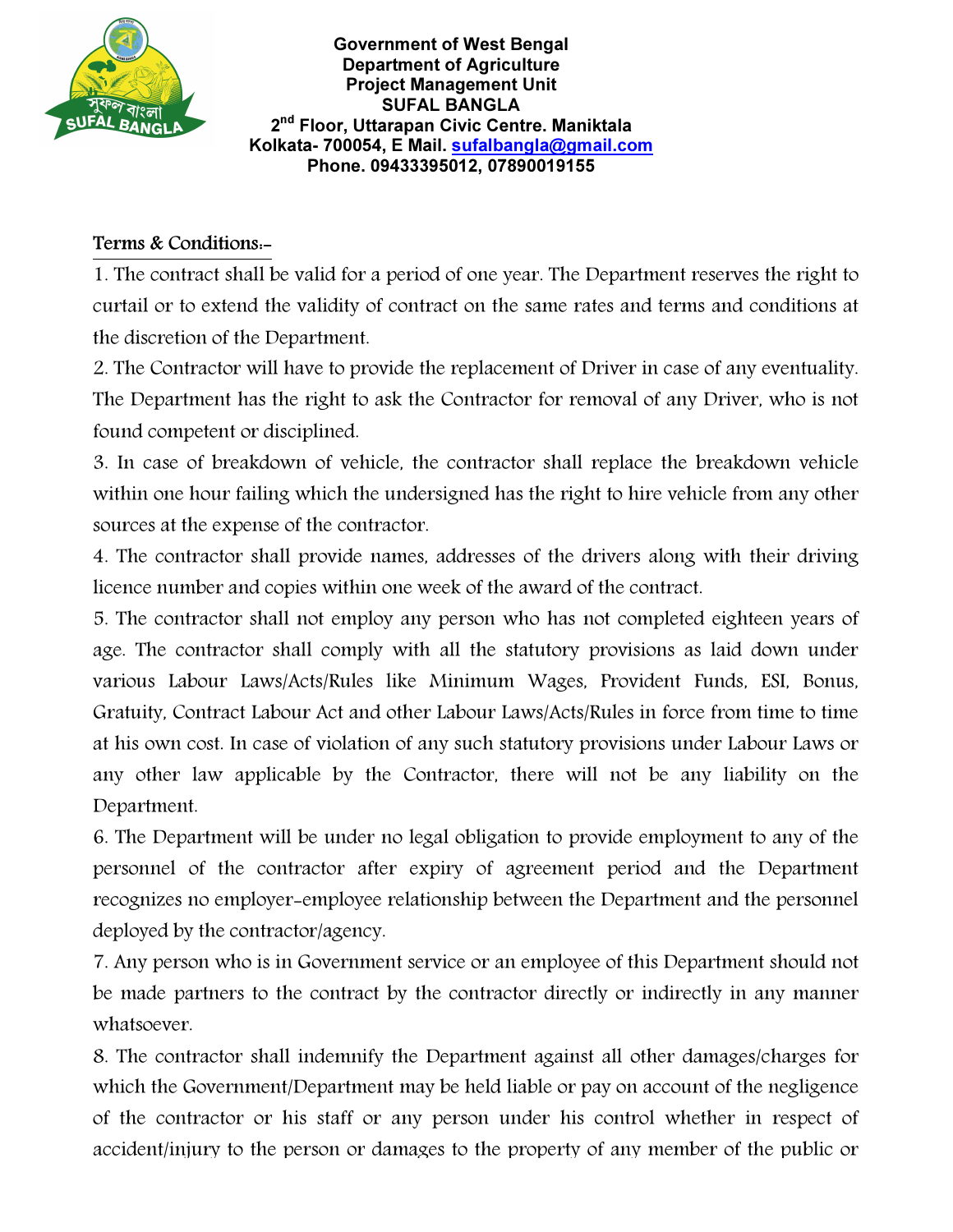Government of West Bengal
Department of Agriculture
Project Management Unit
SUFAL BANGLA
2nd Floor, Uttarapan Civic Centre. Maniktala
Kolkata- 700054, E Mail. sufalbangla@gmail.com
Phone. 09433395012, 07890019155

**Terms & Conditions:-**

1. The contract shall be valid for a period of one year. The Department reserves the right to curtail or to extend the validity of contract on the same rates and terms and conditions at the discretion of the Department.

2. The Contractor will have to provide the replacement of Driver in case of any eventuality. The Department has the right to ask the Contractor for removal of any Driver, who is not found competent or disciplined.

3. In case of breakdown of vehicle, the contractor shall replace the breakdown vehicle within one hour failing which the undersigned has the right to hire vehicle from any other sources at the expense of the contractor.

4. The contractor shall provide names, addresses of the drivers along with their driving licence number and copies within one week of the award of the contract.

5. The contractor shall not employ any person who has not completed eighteen years of age. The contractor shall comply with all the statutory provisions as laid down under various Labour Laws/Acts/Rules like Minimum Wages, Provident Funds, ESI, Bonus, Gratuity, Contract Labour Act and other Labour Laws/Acts/Rules in force from time to time at his own cost. In case of violation of any such statutory provisions under Labour Laws or any other law applicable by the Contractor, there will not be any liability on the Department.

6. The Department will be under no legal obligation to provide employment to any of the personnel of the contractor after expiry of agreement period and the Department recognizes no employer-employee relationship between the Department and the personnel deployed by the contractor/agency.

7. Any person who is in Government service or an employee of this Department should not be made partners to the contract by the contractor directly or indirectly in any manner whatsoever.

8. The contractor shall indemnify the Department against all other damages/charges for which the Government/Department may be held liable or pay on account of the negligence of the contractor or his staff or any person under his control whether in respect of accident/injury to the person or damages to the property of any member of the public or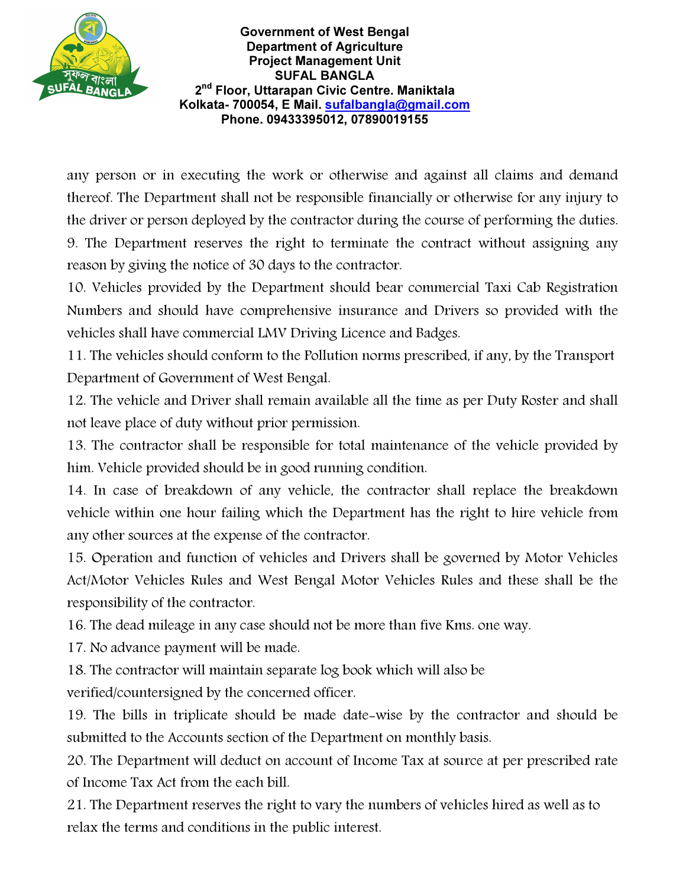any person or in executing the work or otherwise and against all claims and demand thereof. The Department shall not be responsible financially or otherwise for any injury to the driver or person deployed by the contractor during the course of performing the duties.

9. The Department reserves the right to terminate the contract without assigning any reason by giving the notice of 30 days to the contractor.

10. Vehicles provided by the Department should bear commercial Taxi Cab Registration Numbers and should have comprehensive insurance and Drivers so provided with the vehicles shall have commercial LMV Driving Licence and Badges.

11. The vehicles should conform to the Pollution norms prescribed, if any, by the Transport Department of Government of West Bengal.

12. The vehicle and Driver shall remain available all the time as per Duty Roster and shall not leave place of duty without prior permission.

13. The contractor shall be responsible for total maintenance of the vehicle provided by him. Vehicle provided should be in good running condition.

14. In case of breakdown of any vehicle, the contractor shall replace the breakdown vehicle within one hour failing which the Department has the right to hire vehicle from any other sources at the expense of the contractor.

15. Operation and function of vehicles and Drivers shall be governed by Motor Vehicles Act/Motor Vehicles Rules and West Bengal Motor Vehicles Rules and these shall be the responsibility of the contractor.

16. The dead mileage in any case should not be more than five Kms. one way.

17. No advance payment will be made.

18. The contractor will maintain separate log book which will also be verified/countersigned by the concerned officer.

19. The bills in triplicate should be made date-wise by the contractor and should be submitted to the Accounts section of the Department on monthly basis.

20. The Department will deduct on account of Income Tax at source at per prescribed rate of Income Tax Act from the each bill.

21. The Department reserves the right to vary the numbers of vehicles hired as well as to relax the terms and conditions in the public interest.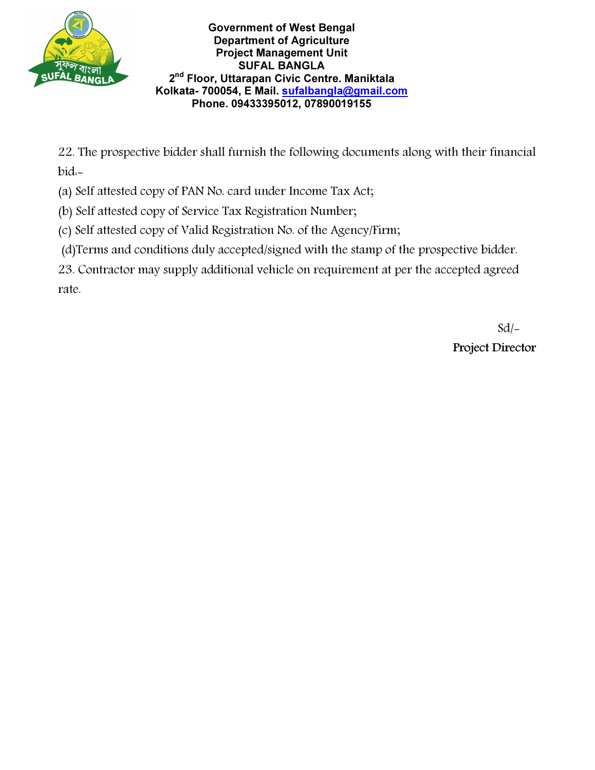**Government of West Bengal**
**Department of Agriculture**
**Project Management Unit**
**SUFAL BANGLA**
**2nd Floor, Uttarapan Civic Centre. Maniktala**
**Kolkata- 700054, E Mail. sufalbangla@gmail.com**
**Phone. 09433395012, 07890019155**

22. The prospective bidder shall furnish the following documents along with their financial bid:-

(a) Self attested copy of PAN No. card under Income Tax Act;

(b) Self attested copy of Service Tax Registration Number;

(c) Self attested copy of Valid Registration No. of the Agency/Firm;

(d)Terms and conditions duly accepted/signed with the stamp of the prospective bidder.

23. Contractor may supply additional vehicle on requirement at per the accepted agreed rate.

Sd/-

**Project Director**